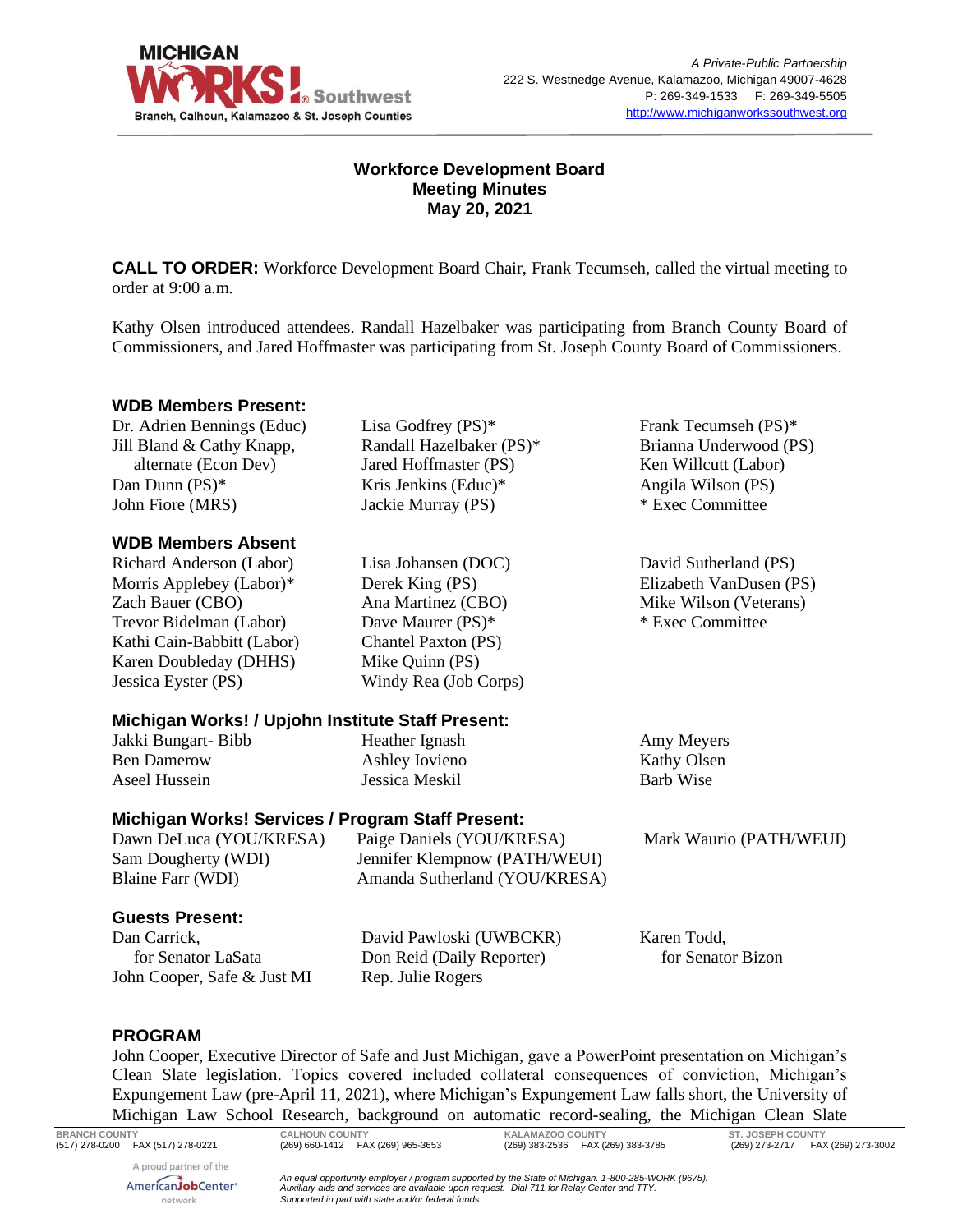MICHIGAN WORKS! Southwest
Branch, Calhoun, Kalamazoo & St. Joseph Counties

*A Private-Public Partnership*
222 S. Westnedge Avenue, Kalamazoo, Michigan 49007-4628
P: 269-349-1533 F: 269-349-5505
http://www.michiganworkssouthwest.org

**Workforce Development Board**
**Meeting Minutes**
**May 20, 2021**

**CALL TO ORDER:** Workforce Development Board Chair, Frank Tecumseh, called the virtual meeting to order at 9:00 a.m.

Kathy Olsen introduced attendees. Randall Hazelbaker was participating from Branch County Board of Commissioners, and Jared Hoffmaster was participating from St. Joseph County Board of Commissioners.

### WDB Members Present:

- Dr. Adrien Bennings (Educ)
- Jill Bland & Cathy Knapp, alternate (Econ Dev)
- Dan Dunn (PS)*
- John Fiore (MRS)
- Lisa Godfrey (PS)*
- Randall Hazelbaker (PS)*
- Jared Hoffmaster (PS)
- Kris Jenkins (Educ)*
- Jackie Murray (PS)
- Frank Tecumseh (PS)*
- Brianna Underwood (PS)
- Ken Willcutt (Labor)
- Angila Wilson (PS)

\* Exec Committee

### WDB Members Absent

- Richard Anderson (Labor)
- Morris Applebey (Labor)*
- Zach Bauer (CBO)
- Trevor Bidelman (Labor)
- Kathi Cain-Babbitt (Labor)
- Karen Doubleday (DHHS)
- Jessica Eyster (PS)
- Lisa Johansen (DOC)
- Derek King (PS)
- Ana Martinez (CBO)
- Dave Maurer (PS)*
- Chantel Paxton (PS)
- Mike Quinn (PS)
- Windy Rea (Job Corps)
- David Sutherland (PS)
- Elizabeth VanDusen (PS)
- Mike Wilson (Veterans)

\* Exec Committee

### Michigan Works! / Upjohn Institute Staff Present:

- Jakki Bungart- Bibb
- Ben Damerow
- Aseel Hussein
- Heather Ignash
- Ashley Iovieno
- Jessica Meskil
- Amy Meyers
- Kathy Olsen
- Barb Wise

### Michigan Works! Services / Program Staff Present:

- Dawn DeLuca (YOU/KRESA)
- Sam Dougherty (WDI)
- Blaine Farr (WDI)
- Paige Daniels (YOU/KRESA)
- Jennifer Klempnow (PATH/WEUI)
- Amanda Sutherland (YOU/KRESA)
- Mark Waurio (PATH/WEUI)

### Guests Present:

- Dan Carrick, for Senator LaSata
- John Cooper, Safe & Just MI
- David Pawloski (UWBCKR)
- Don Reid (Daily Reporter)
- Rep. Julie Rogers
- Karen Todd, for Senator Bizon

### PROGRAM

John Cooper, Executive Director of Safe and Just Michigan, gave a PowerPoint presentation on Michigan's Clean Slate legislation. Topics covered included collateral consequences of conviction, Michigan's Expungement Law (pre-April 11, 2021), where Michigan's Expungement Law falls short, the University of Michigan Law School Research, background on automatic record-sealing, the Michigan Clean Slate

BRANCH COUNTY (517) 278-0200 FAX (517) 278-0221 | CALHOUN COUNTY (269) 660-1412 FAX (269) 965-3653 | KALAMAZOO COUNTY (269) 383-2536 FAX (269) 383-3785 | ST. JOSEPH COUNTY (269) 273-2717 FAX (269) 273-3002

A proud partner of the AmericanJobCenter network

*An equal opportunity employer / program supported by the State of Michigan. 1-800-285-WORK (9675). Auxiliary aids and services are available upon request. Dial 711 for Relay Center and TTY. Supported in part with state and/or federal funds.*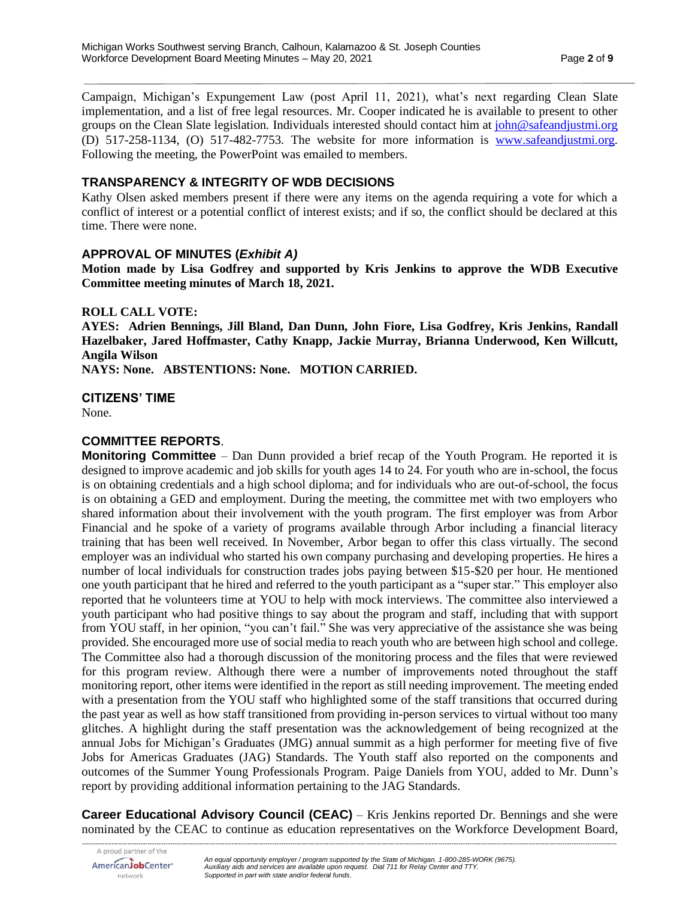Campaign, Michigan's Expungement Law (post April 11, 2021), what's next regarding Clean Slate implementation, and a list of free legal resources. Mr. Cooper indicated he is available to present to other groups on the Clean Slate legislation. Individuals interested should contact him at john@safeandjustmi.org (D) 517-258-1134, (O) 517-482-7753. The website for more information is www.safeandjustmi.org. Following the meeting, the PowerPoint was emailed to members.

## TRANSPARENCY & INTEGRITY OF WDB DECISIONS

Kathy Olsen asked members present if there were any items on the agenda requiring a vote for which a conflict of interest or a potential conflict of interest exists; and if so, the conflict should be declared at this time. There were none.

## APPROVAL OF MINUTES (*Exhibit A)*

**Motion made by Lisa Godfrey and supported by Kris Jenkins to approve the WDB Executive Committee meeting minutes of March 18, 2021.**

**ROLL CALL VOTE:**
**AYES: Adrien Bennings, Jill Bland, Dan Dunn, John Fiore, Lisa Godfrey, Kris Jenkins, Randall Hazelbaker, Jared Hoffmaster, Cathy Knapp, Jackie Murray, Brianna Underwood, Ken Willcutt, Angila Wilson**
**NAYS: None. ABSTENTIONS: None. MOTION CARRIED.**

## CITIZENS' TIME

None.

## COMMITTEE REPORTS.

**Monitoring Committee** – Dan Dunn provided a brief recap of the Youth Program. He reported it is designed to improve academic and job skills for youth ages 14 to 24. For youth who are in-school, the focus is on obtaining credentials and a high school diploma; and for individuals who are out-of-school, the focus is on obtaining a GED and employment. During the meeting, the committee met with two employers who shared information about their involvement with the youth program. The first employer was from Arbor Financial and he spoke of a variety of programs available through Arbor including a financial literacy training that has been well received. In November, Arbor began to offer this class virtually. The second employer was an individual who started his own company purchasing and developing properties. He hires a number of local individuals for construction trades jobs paying between $15-$20 per hour. He mentioned one youth participant that he hired and referred to the youth participant as a "super star." This employer also reported that he volunteers time at YOU to help with mock interviews. The committee also interviewed a youth participant who had positive things to say about the program and staff, including that with support from YOU staff, in her opinion, "you can't fail." She was very appreciative of the assistance she was being provided. She encouraged more use of social media to reach youth who are between high school and college. The Committee also had a thorough discussion of the monitoring process and the files that were reviewed for this program review. Although there were a number of improvements noted throughout the staff monitoring report, other items were identified in the report as still needing improvement. The meeting ended with a presentation from the YOU staff who highlighted some of the staff transitions that occurred during the past year as well as how staff transitioned from providing in-person services to virtual without too many glitches. A highlight during the staff presentation was the acknowledgement of being recognized at the annual Jobs for Michigan's Graduates (JMG) annual summit as a high performer for meeting five of five Jobs for Americas Graduates (JAG) Standards. The Youth staff also reported on the components and outcomes of the Summer Young Professionals Program. Paige Daniels from YOU, added to Mr. Dunn's report by providing additional information pertaining to the JAG Standards.

**Career Educational Advisory Council (CEAC)** – Kris Jenkins reported Dr. Bennings and she were nominated by the CEAC to continue as education representatives on the Workforce Development Board,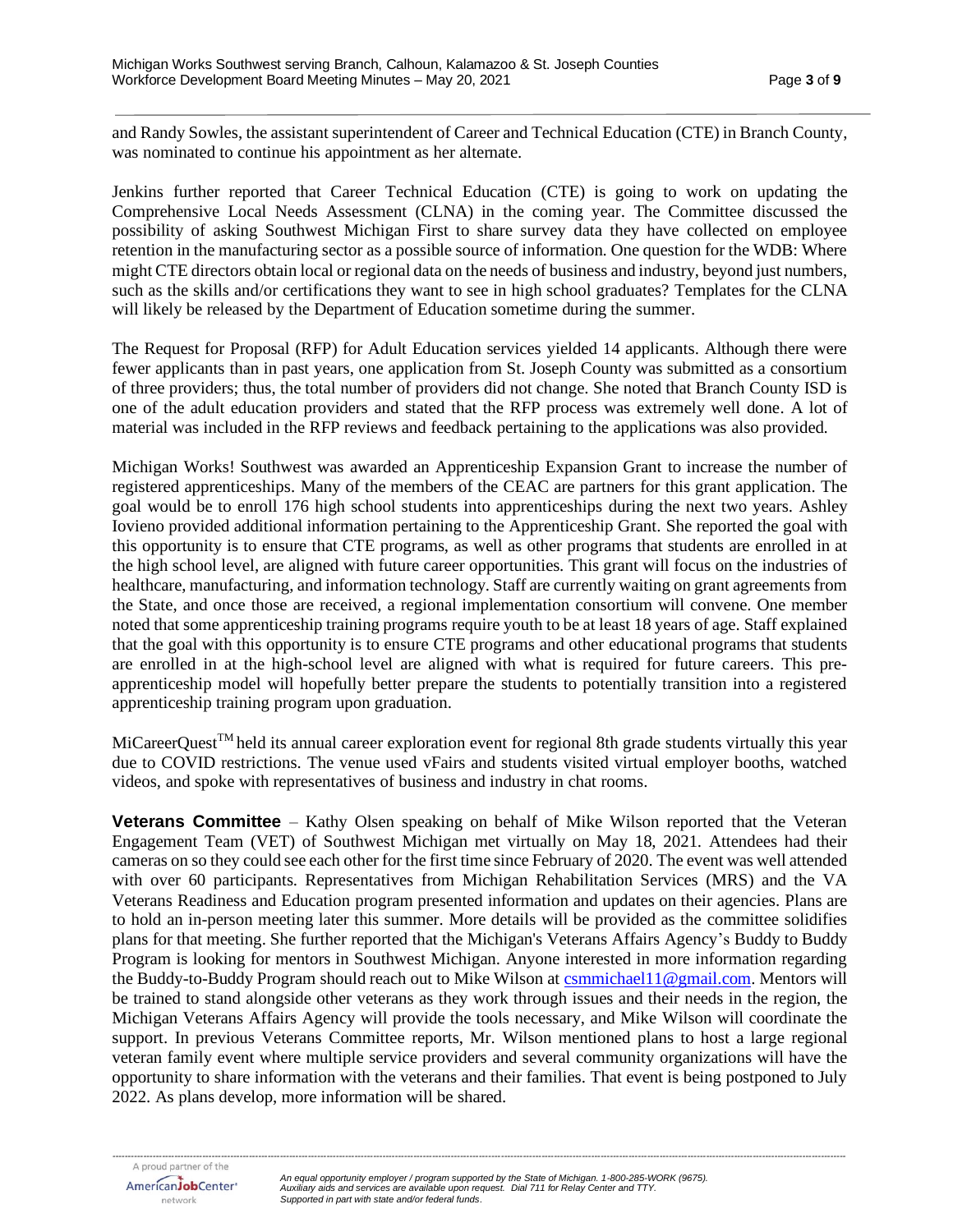and Randy Sowles, the assistant superintendent of Career and Technical Education (CTE) in Branch County, was nominated to continue his appointment as her alternate.

Jenkins further reported that Career Technical Education (CTE) is going to work on updating the Comprehensive Local Needs Assessment (CLNA) in the coming year. The Committee discussed the possibility of asking Southwest Michigan First to share survey data they have collected on employee retention in the manufacturing sector as a possible source of information. One question for the WDB: Where might CTE directors obtain local or regional data on the needs of business and industry, beyond just numbers, such as the skills and/or certifications they want to see in high school graduates? Templates for the CLNA will likely be released by the Department of Education sometime during the summer.

The Request for Proposal (RFP) for Adult Education services yielded 14 applicants. Although there were fewer applicants than in past years, one application from St. Joseph County was submitted as a consortium of three providers; thus, the total number of providers did not change. She noted that Branch County ISD is one of the adult education providers and stated that the RFP process was extremely well done. A lot of material was included in the RFP reviews and feedback pertaining to the applications was also provided.

Michigan Works! Southwest was awarded an Apprenticeship Expansion Grant to increase the number of registered apprenticeships. Many of the members of the CEAC are partners for this grant application. The goal would be to enroll 176 high school students into apprenticeships during the next two years. Ashley Iovieno provided additional information pertaining to the Apprenticeship Grant. She reported the goal with this opportunity is to ensure that CTE programs, as well as other programs that students are enrolled in at the high school level, are aligned with future career opportunities. This grant will focus on the industries of healthcare, manufacturing, and information technology. Staff are currently waiting on grant agreements from the State, and once those are received, a regional implementation consortium will convene. One member noted that some apprenticeship training programs require youth to be at least 18 years of age. Staff explained that the goal with this opportunity is to ensure CTE programs and other educational programs that students are enrolled in at the high-school level are aligned with what is required for future careers. This pre-apprenticeship model will hopefully better prepare the students to potentially transition into a registered apprenticeship training program upon graduation.

MiCareerQuest™ held its annual career exploration event for regional 8th grade students virtually this year due to COVID restrictions. The venue used vFairs and students visited virtual employer booths, watched videos, and spoke with representatives of business and industry in chat rooms.

**Veterans Committee** – Kathy Olsen speaking on behalf of Mike Wilson reported that the Veteran Engagement Team (VET) of Southwest Michigan met virtually on May 18, 2021. Attendees had their cameras on so they could see each other for the first time since February of 2020. The event was well attended with over 60 participants. Representatives from Michigan Rehabilitation Services (MRS) and the VA Veterans Readiness and Education program presented information and updates on their agencies. Plans are to hold an in-person meeting later this summer. More details will be provided as the committee solidifies plans for that meeting. She further reported that the Michigan's Veterans Affairs Agency's Buddy to Buddy Program is looking for mentors in Southwest Michigan. Anyone interested in more information regarding the Buddy-to-Buddy Program should reach out to Mike Wilson at csmmichael11@gmail.com. Mentors will be trained to stand alongside other veterans as they work through issues and their needs in the region, the Michigan Veterans Affairs Agency will provide the tools necessary, and Mike Wilson will coordinate the support. In previous Veterans Committee reports, Mr. Wilson mentioned plans to host a large regional veteran family event where multiple service providers and several community organizations will have the opportunity to share information with the veterans and their families. That event is being postponed to July 2022. As plans develop, more information will be shared.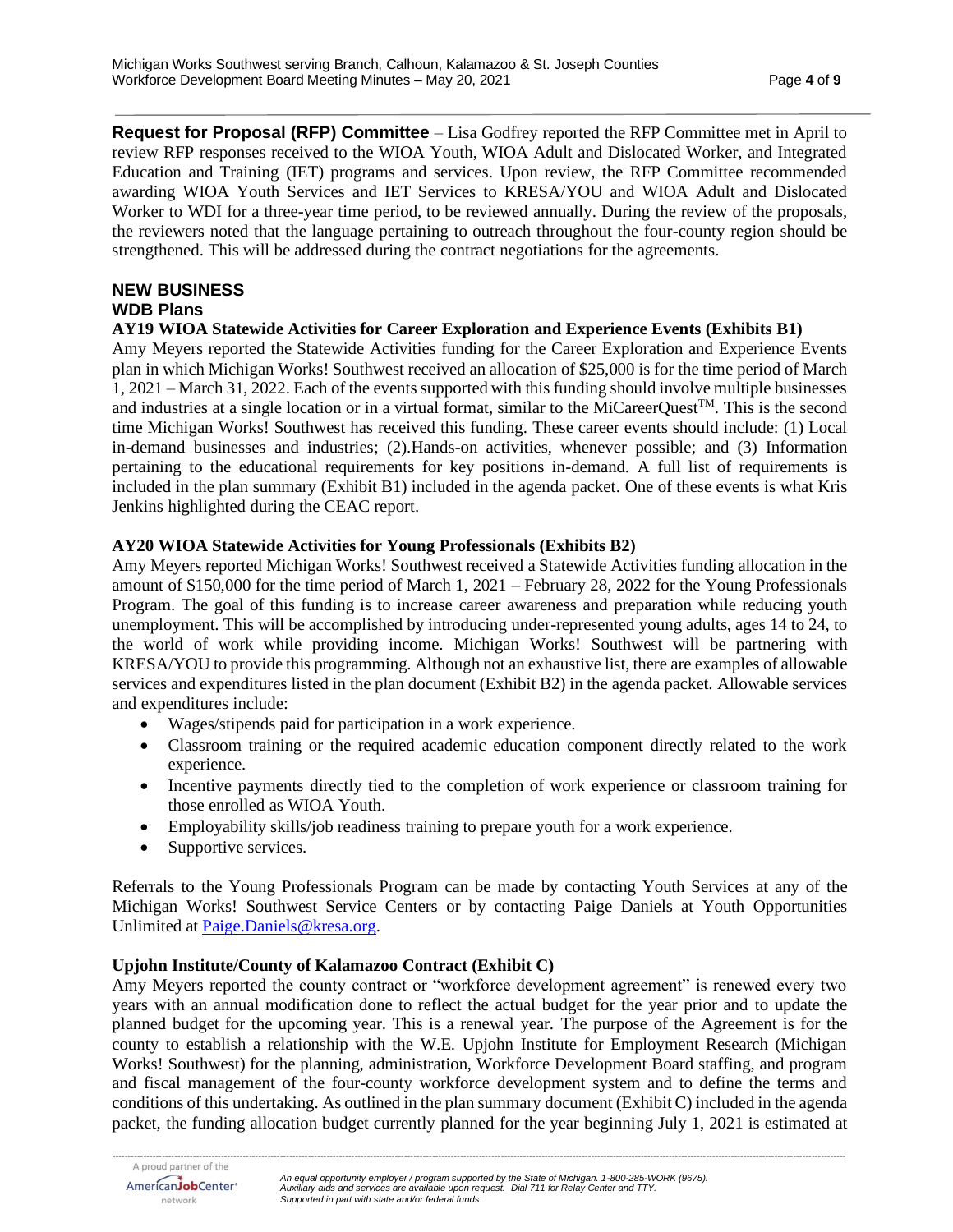**Request for Proposal (RFP) Committee** – Lisa Godfrey reported the RFP Committee met in April to review RFP responses received to the WIOA Youth, WIOA Adult and Dislocated Worker, and Integrated Education and Training (IET) programs and services. Upon review, the RFP Committee recommended awarding WIOA Youth Services and IET Services to KRESA/YOU and WIOA Adult and Dislocated Worker to WDI for a three-year time period, to be reviewed annually. During the review of the proposals, the reviewers noted that the language pertaining to outreach throughout the four-county region should be strengthened. This will be addressed during the contract negotiations for the agreements.

## NEW BUSINESS

### WDB Plans

**AY19 WIOA Statewide Activities for Career Exploration and Experience Events (Exhibits B1)**

Amy Meyers reported the Statewide Activities funding for the Career Exploration and Experience Events plan in which Michigan Works! Southwest received an allocation of $25,000 is for the time period of March 1, 2021 – March 31, 2022. Each of the events supported with this funding should involve multiple businesses and industries at a single location or in a virtual format, similar to the MiCareerQuest™. This is the second time Michigan Works! Southwest has received this funding. These career events should include: (1) Local in-demand businesses and industries; (2).Hands-on activities, whenever possible; and (3) Information pertaining to the educational requirements for key positions in-demand. A full list of requirements is included in the plan summary (Exhibit B1) included in the agenda packet. One of these events is what Kris Jenkins highlighted during the CEAC report.

**AY20 WIOA Statewide Activities for Young Professionals (Exhibits B2)**

Amy Meyers reported Michigan Works! Southwest received a Statewide Activities funding allocation in the amount of $150,000 for the time period of March 1, 2021 – February 28, 2022 for the Young Professionals Program. The goal of this funding is to increase career awareness and preparation while reducing youth unemployment. This will be accomplished by introducing under-represented young adults, ages 14 to 24, to the world of work while providing income. Michigan Works! Southwest will be partnering with KRESA/YOU to provide this programming. Although not an exhaustive list, there are examples of allowable services and expenditures listed in the plan document (Exhibit B2) in the agenda packet. Allowable services and expenditures include:

- Wages/stipends paid for participation in a work experience.
- Classroom training or the required academic education component directly related to the work experience.
- Incentive payments directly tied to the completion of work experience or classroom training for those enrolled as WIOA Youth.
- Employability skills/job readiness training to prepare youth for a work experience.
- Supportive services.

Referrals to the Young Professionals Program can be made by contacting Youth Services at any of the Michigan Works! Southwest Service Centers or by contacting Paige Daniels at Youth Opportunities Unlimited at Paige.Daniels@kresa.org.

**Upjohn Institute/County of Kalamazoo Contract (Exhibit C)**

Amy Meyers reported the county contract or "workforce development agreement" is renewed every two years with an annual modification done to reflect the actual budget for the year prior and to update the planned budget for the upcoming year. This is a renewal year. The purpose of the Agreement is for the county to establish a relationship with the W.E. Upjohn Institute for Employment Research (Michigan Works! Southwest) for the planning, administration, Workforce Development Board staffing, and program and fiscal management of the four-county workforce development system and to define the terms and conditions of this undertaking. As outlined in the plan summary document (Exhibit C) included in the agenda packet, the funding allocation budget currently planned for the year beginning July 1, 2021 is estimated at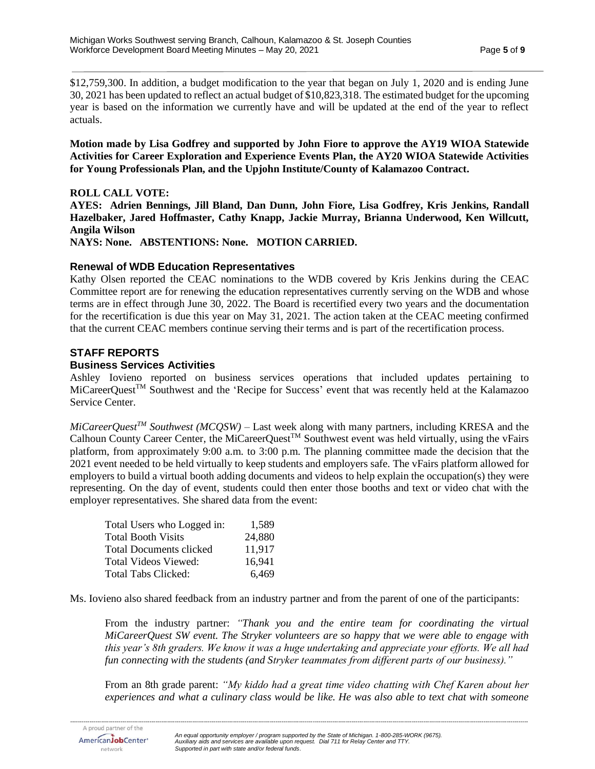$12,759,300. In addition, a budget modification to the year that began on July 1, 2020 and is ending June 30, 2021 has been updated to reflect an actual budget of $10,823,318. The estimated budget for the upcoming year is based on the information we currently have and will be updated at the end of the year to reflect actuals.

**Motion made by Lisa Godfrey and supported by John Fiore to approve the AY19 WIOA Statewide Activities for Career Exploration and Experience Events Plan, the AY20 WIOA Statewide Activities for Young Professionals Plan, and the Upjohn Institute/County of Kalamazoo Contract.**

**ROLL CALL VOTE:**
**AYES: Adrien Bennings, Jill Bland, Dan Dunn, John Fiore, Lisa Godfrey, Kris Jenkins, Randall Hazelbaker, Jared Hoffmaster, Cathy Knapp, Jackie Murray, Brianna Underwood, Ken Willcutt, Angila Wilson**
**NAYS: None. ABSTENTIONS: None. MOTION CARRIED.**

### Renewal of WDB Education Representatives

Kathy Olsen reported the CEAC nominations to the WDB covered by Kris Jenkins during the CEAC Committee report are for renewing the education representatives currently serving on the WDB and whose terms are in effect through June 30, 2022. The Board is recertified every two years and the documentation for the recertification is due this year on May 31, 2021. The action taken at the CEAC meeting confirmed that the current CEAC members continue serving their terms and is part of the recertification process.

## STAFF REPORTS

### Business Services Activities

Ashley Iovieno reported on business services operations that included updates pertaining to MiCareerQuest™ Southwest and the 'Recipe for Success' event that was recently held at the Kalamazoo Service Center.

*MiCareerQuest™ Southwest (MCQSW)* – Last week along with many partners, including KRESA and the Calhoun County Career Center, the MiCareerQuest™ Southwest event was held virtually, using the vFairs platform, from approximately 9:00 a.m. to 3:00 p.m. The planning committee made the decision that the 2021 event needed to be held virtually to keep students and employers safe. The vFairs platform allowed for employers to build a virtual booth adding documents and videos to help explain the occupation(s) they were representing. On the day of event, students could then enter those booths and text or video chat with the employer representatives. She shared data from the event:

| | |
|---|---|
| Total Users who Logged in: | 1,589 |
| Total Booth Visits | 24,880 |
| Total Documents clicked | 11,917 |
| Total Videos Viewed: | 16,941 |
| Total Tabs Clicked: | 6,469 |

Ms. Iovieno also shared feedback from an industry partner and from the parent of one of the participants:

From the industry partner: *"Thank you and the entire team for coordinating the virtual MiCareerQuest SW event. The Stryker volunteers are so happy that we were able to engage with this year's 8th graders. We know it was a huge undertaking and appreciate your efforts. We all had fun connecting with the students (and Stryker teammates from different parts of our business)."*

From an 8th grade parent: *"My kiddo had a great time video chatting with Chef Karen about her experiences and what a culinary class would be like. He was also able to text chat with someone*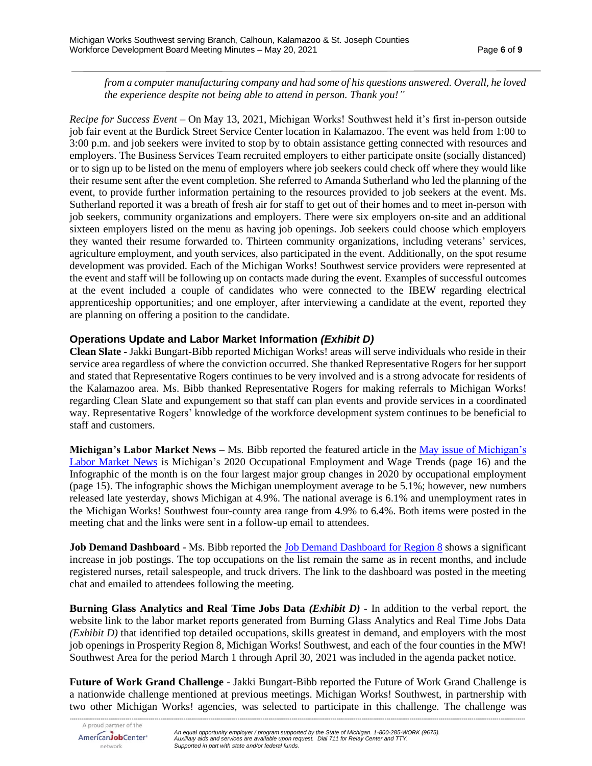*from a computer manufacturing company and had some of his questions answered. Overall, he loved the experience despite not being able to attend in person. Thank you!"*

*Recipe for Success Event* – On May 13, 2021, Michigan Works! Southwest held it's first in-person outside job fair event at the Burdick Street Service Center location in Kalamazoo. The event was held from 1:00 to 3:00 p.m. and job seekers were invited to stop by to obtain assistance getting connected with resources and employers. The Business Services Team recruited employers to either participate onsite (socially distanced) or to sign up to be listed on the menu of employers where job seekers could check off where they would like their resume sent after the event completion. She referred to Amanda Sutherland who led the planning of the event, to provide further information pertaining to the resources provided to job seekers at the event. Ms. Sutherland reported it was a breath of fresh air for staff to get out of their homes and to meet in-person with job seekers, community organizations and employers. There were six employers on-site and an additional sixteen employers listed on the menu as having job openings. Job seekers could choose which employers they wanted their resume forwarded to. Thirteen community organizations, including veterans' services, agriculture employment, and youth services, also participated in the event. Additionally, on the spot resume development was provided. Each of the Michigan Works! Southwest service providers were represented at the event and staff will be following up on contacts made during the event. Examples of successful outcomes at the event included a couple of candidates who were connected to the IBEW regarding electrical apprenticeship opportunities; and one employer, after interviewing a candidate at the event, reported they are planning on offering a position to the candidate.

### Operations Update and Labor Market Information *(Exhibit D)*

**Clean Slate -** Jakki Bungart-Bibb reported Michigan Works! areas will serve individuals who reside in their service area regardless of where the conviction occurred. She thanked Representative Rogers for her support and stated that Representative Rogers continues to be very involved and is a strong advocate for residents of the Kalamazoo area. Ms. Bibb thanked Representative Rogers for making referrals to Michigan Works! regarding Clean Slate and expungement so that staff can plan events and provide services in a coordinated way. Representative Rogers' knowledge of the workforce development system continues to be beneficial to staff and customers.

**Michigan's Labor Market News –** Ms. Bibb reported the featured article in the May issue of Michigan's Labor Market News is Michigan's 2020 Occupational Employment and Wage Trends (page 16) and the Infographic of the month is on the four largest major group changes in 2020 by occupational employment (page 15). The infographic shows the Michigan unemployment average to be 5.1%; however, new numbers released late yesterday, shows Michigan at 4.9%. The national average is 6.1% and unemployment rates in the Michigan Works! Southwest four-county area range from 4.9% to 6.4%. Both items were posted in the meeting chat and the links were sent in a follow-up email to attendees.

**Job Demand Dashboard** - Ms. Bibb reported the Job Demand Dashboard for Region 8 shows a significant increase in job postings. The top occupations on the list remain the same as in recent months, and include registered nurses, retail salespeople, and truck drivers. The link to the dashboard was posted in the meeting chat and emailed to attendees following the meeting.

**Burning Glass Analytics and Real Time Jobs Data** ***(Exhibit D)*** - In addition to the verbal report, the website link to the labor market reports generated from Burning Glass Analytics and Real Time Jobs Data *(Exhibit D)* that identified top detailed occupations, skills greatest in demand, and employers with the most job openings in Prosperity Region 8, Michigan Works! Southwest, and each of the four counties in the MW! Southwest Area for the period March 1 through April 30, 2021 was included in the agenda packet notice.

**Future of Work Grand Challenge** - Jakki Bungart-Bibb reported the Future of Work Grand Challenge is a nationwide challenge mentioned at previous meetings. Michigan Works! Southwest, in partnership with two other Michigan Works! agencies, was selected to participate in this challenge. The challenge was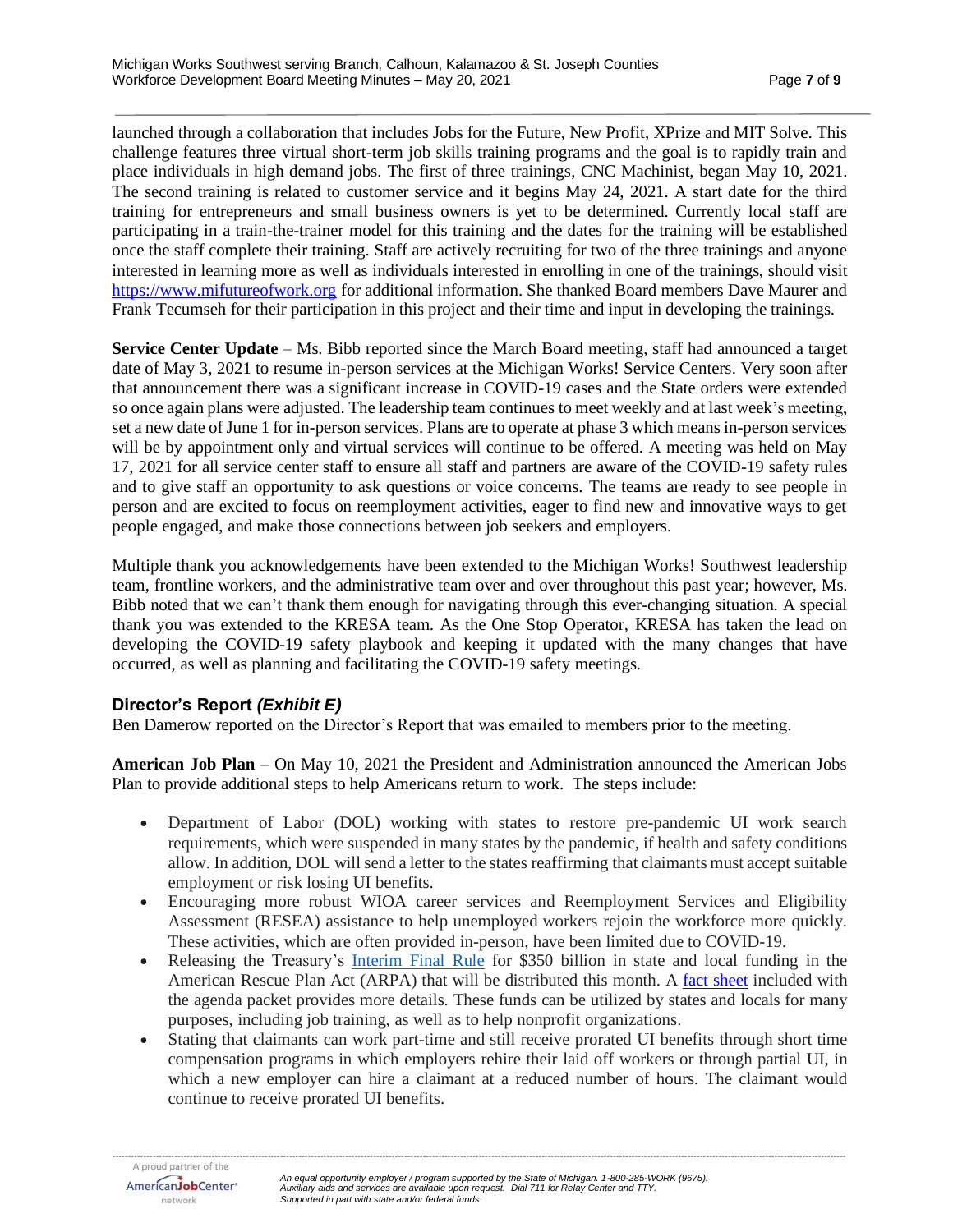launched through a collaboration that includes Jobs for the Future, New Profit, XPrize and MIT Solve. This challenge features three virtual short-term job skills training programs and the goal is to rapidly train and place individuals in high demand jobs. The first of three trainings, CNC Machinist, began May 10, 2021. The second training is related to customer service and it begins May 24, 2021. A start date for the third training for entrepreneurs and small business owners is yet to be determined. Currently local staff are participating in a train-the-trainer model for this training and the dates for the training will be established once the staff complete their training. Staff are actively recruiting for two of the three trainings and anyone interested in learning more as well as individuals interested in enrolling in one of the trainings, should visit [https://www.mifutureofwork.org](https://www.mifutureofwork.org) for additional information. She thanked Board members Dave Maurer and Frank Tecumseh for their participation in this project and their time and input in developing the trainings.

**Service Center Update** – Ms. Bibb reported since the March Board meeting, staff had announced a target date of May 3, 2021 to resume in-person services at the Michigan Works! Service Centers. Very soon after that announcement there was a significant increase in COVID-19 cases and the State orders were extended so once again plans were adjusted. The leadership team continues to meet weekly and at last week's meeting, set a new date of June 1 for in-person services. Plans are to operate at phase 3 which means in-person services will be by appointment only and virtual services will continue to be offered. A meeting was held on May 17, 2021 for all service center staff to ensure all staff and partners are aware of the COVID-19 safety rules and to give staff an opportunity to ask questions or voice concerns. The teams are ready to see people in person and are excited to focus on reemployment activities, eager to find new and innovative ways to get people engaged, and make those connections between job seekers and employers.

Multiple thank you acknowledgements have been extended to the Michigan Works! Southwest leadership team, frontline workers, and the administrative team over and over throughout this past year; however, Ms. Bibb noted that we can't thank them enough for navigating through this ever-changing situation. A special thank you was extended to the KRESA team. As the One Stop Operator, KRESA has taken the lead on developing the COVID-19 safety playbook and keeping it updated with the many changes that have occurred, as well as planning and facilitating the COVID-19 safety meetings.

### Director's Report *(Exhibit E)*

Ben Damerow reported on the Director's Report that was emailed to members prior to the meeting.

**American Job Plan** – On May 10, 2021 the President and Administration announced the American Jobs Plan to provide additional steps to help Americans return to work. The steps include:

- Department of Labor (DOL) working with states to restore pre-pandemic UI work search requirements, which were suspended in many states by the pandemic, if health and safety conditions allow. In addition, DOL will send a letter to the states reaffirming that claimants must accept suitable employment or risk losing UI benefits.
- Encouraging more robust WIOA career services and Reemployment Services and Eligibility Assessment (RESEA) assistance to help unemployed workers rejoin the workforce more quickly. These activities, which are often provided in-person, have been limited due to COVID-19.
- Releasing the Treasury's Interim Final Rule for $350 billion in state and local funding in the American Rescue Plan Act (ARPA) that will be distributed this month. A fact sheet included with the agenda packet provides more details. These funds can be utilized by states and locals for many purposes, including job training, as well as to help nonprofit organizations.
- Stating that claimants can work part-time and still receive prorated UI benefits through short time compensation programs in which employers rehire their laid off workers or through partial UI, in which a new employer can hire a claimant at a reduced number of hours. The claimant would continue to receive prorated UI benefits.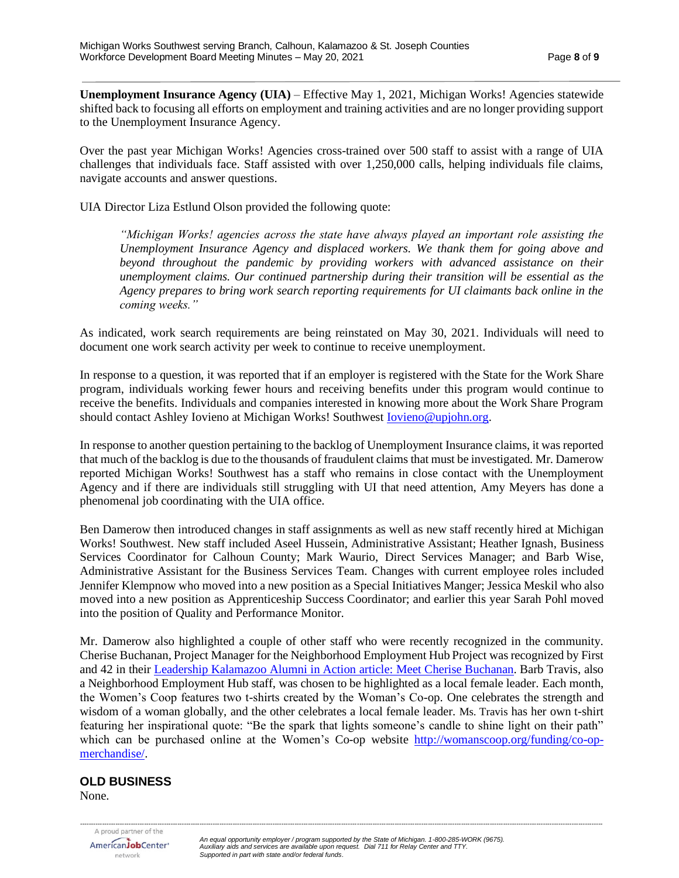**Unemployment Insurance Agency (UIA)** – Effective May 1, 2021, Michigan Works! Agencies statewide shifted back to focusing all efforts on employment and training activities and are no longer providing support to the Unemployment Insurance Agency.

Over the past year Michigan Works! Agencies cross-trained over 500 staff to assist with a range of UIA challenges that individuals face. Staff assisted with over 1,250,000 calls, helping individuals file claims, navigate accounts and answer questions.

UIA Director Liza Estlund Olson provided the following quote:

> *"Michigan Works! agencies across the state have always played an important role assisting the Unemployment Insurance Agency and displaced workers. We thank them for going above and beyond throughout the pandemic by providing workers with advanced assistance on their unemployment claims. Our continued partnership during their transition will be essential as the Agency prepares to bring work search reporting requirements for UI claimants back online in the coming weeks."*

As indicated, work search requirements are being reinstated on May 30, 2021. Individuals will need to document one work search activity per week to continue to receive unemployment.

In response to a question, it was reported that if an employer is registered with the State for the Work Share program, individuals working fewer hours and receiving benefits under this program would continue to receive the benefits. Individuals and companies interested in knowing more about the Work Share Program should contact Ashley Iovieno at Michigan Works! Southwest [Iovieno@upjohn.org](mailto:Iovieno@upjohn.org).

In response to another question pertaining to the backlog of Unemployment Insurance claims, it was reported that much of the backlog is due to the thousands of fraudulent claims that must be investigated. Mr. Damerow reported Michigan Works! Southwest has a staff who remains in close contact with the Unemployment Agency and if there are individuals still struggling with UI that need attention, Amy Meyers has done a phenomenal job coordinating with the UIA office.

Ben Damerow then introduced changes in staff assignments as well as new staff recently hired at Michigan Works! Southwest. New staff included Aseel Hussein, Administrative Assistant; Heather Ignash, Business Services Coordinator for Calhoun County; Mark Waurio, Direct Services Manager; and Barb Wise, Administrative Assistant for the Business Services Team. Changes with current employee roles included Jennifer Klempnow who moved into a new position as a Special Initiatives Manger; Jessica Meskil who also moved into a new position as Apprenticeship Success Coordinator; and earlier this year Sarah Pohl moved into the position of Quality and Performance Monitor.

Mr. Damerow also highlighted a couple of other staff who were recently recognized in the community. Cherise Buchanan, Project Manager for the Neighborhood Employment Hub Project was recognized by First and 42 in their Leadership Kalamazoo Alumni in Action article: Meet Cherise Buchanan. Barb Travis, also a Neighborhood Employment Hub staff, was chosen to be highlighted as a local female leader. Each month, the Women's Coop features two t-shirts created by the Woman's Co-op. One celebrates the strength and wisdom of a woman globally, and the other celebrates a local female leader. Ms. Travis has her own t-shirt featuring her inspirational quote: "Be the spark that lights someone's candle to shine light on their path" which can be purchased online at the Women's Co-op website [http://womanscoop.org/funding/co-op-merchandise/](http://womanscoop.org/funding/co-op-merchandise/).

## OLD BUSINESS

None.

*An equal opportunity employer / program supported by the State of Michigan. 1-800-285-WORK (9675). Auxiliary aids and services are available upon request. Dial 711 for Relay Center and TTY. Supported in part with state and/or federal funds.*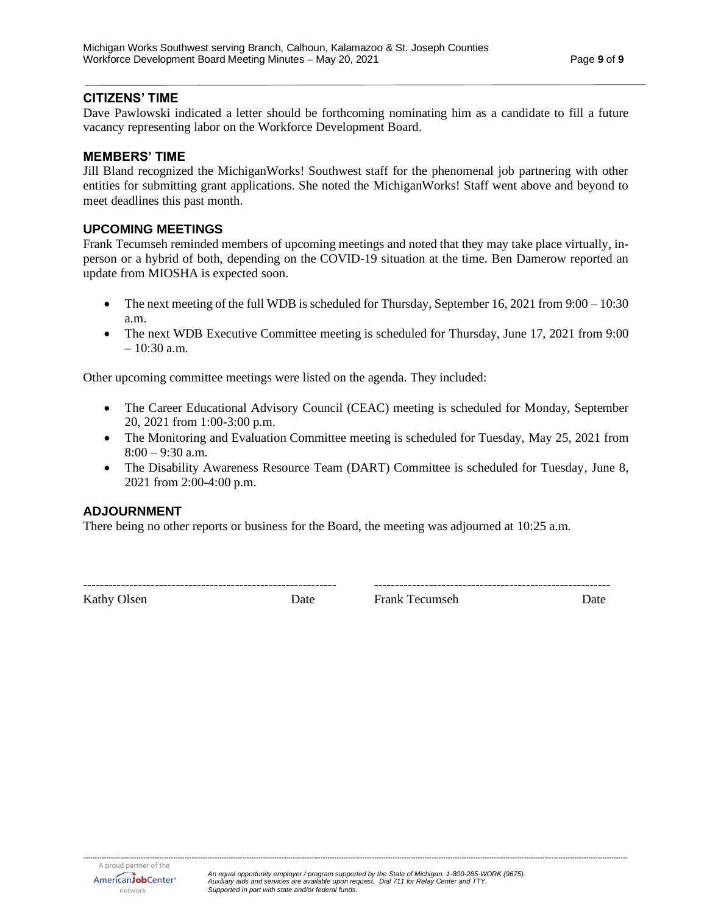## CITIZENS' TIME

Dave Pawlowski indicated a letter should be forthcoming nominating him as a candidate to fill a future vacancy representing labor on the Workforce Development Board.

## MEMBERS' TIME

Jill Bland recognized the MichiganWorks! Southwest staff for the phenomenal job partnering with other entities for submitting grant applications. She noted the MichiganWorks! Staff went above and beyond to meet deadlines this past month.

## UPCOMING MEETINGS

Frank Tecumseh reminded members of upcoming meetings and noted that they may take place virtually, in-person or a hybrid of both, depending on the COVID-19 situation at the time. Ben Damerow reported an update from MIOSHA is expected soon.

- The next meeting of the full WDB is scheduled for Thursday, September 16, 2021 from 9:00 – 10:30 a.m.
- The next WDB Executive Committee meeting is scheduled for Thursday, June 17, 2021 from 9:00 – 10:30 a.m.

Other upcoming committee meetings were listed on the agenda. They included:

- The Career Educational Advisory Council (CEAC) meeting is scheduled for Monday, September 20, 2021 from 1:00-3:00 p.m.
- The Monitoring and Evaluation Committee meeting is scheduled for Tuesday, May 25, 2021 from 8:00 – 9:30 a.m.
- The Disability Awareness Resource Team (DART) Committee is scheduled for Tuesday, June 8, 2021 from 2:00-4:00 p.m.

## ADJOURNMENT

There being no other reports or business for the Board, the meeting was adjourned at 10:25 a.m.

-----------------------------------------------------------

Kathy Olsen Date

-----------------------------------------------------------

Frank Tecumseh Date

A proud partner of the AmericanJobCenter network

*An equal opportunity employer / program supported by the State of Michigan. 1-800-285-WORK (9675). Auxiliary aids and services are available upon request. Dial 711 for Relay Center and TTY. Supported in part with state and/or federal funds.*